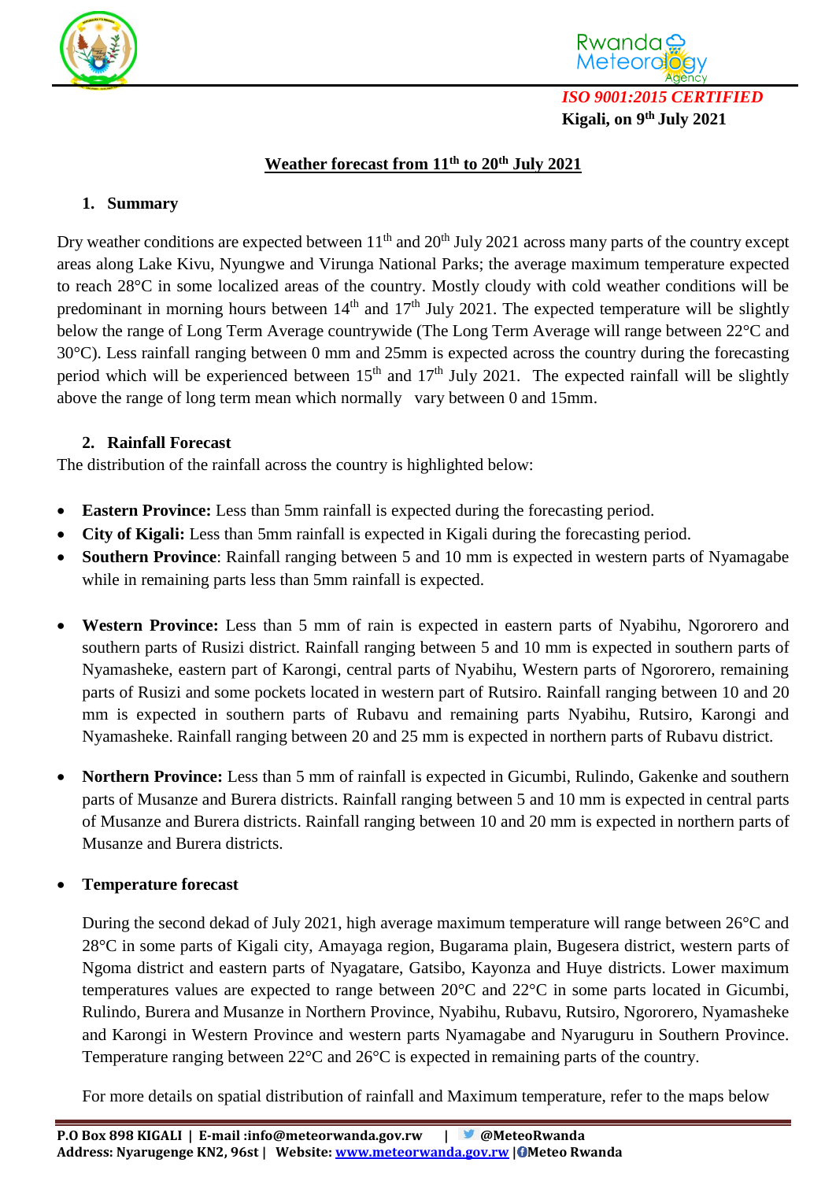*ISO 9001:2015 CERTIFIED*

**Kigali, on 9th July 2021**

## Weather forecast from 11th to 20th July 2021

### 1. Summary

Dry weather conditions are expected between 11th and 20th July 2021 across many parts of the country except areas along Lake Kivu, Nyungwe and Virunga National Parks; the average maximum temperature expected to reach 28°C in some localized areas of the country. Mostly cloudy with cold weather conditions will be predominant in morning hours between 14th and 17th July 2021. The expected temperature will be slightly below the range of Long Term Average countrywide (The Long Term Average will range between 22°C and 30°C). Less rainfall ranging between 0 mm and 25mm is expected across the country during the forecasting period which will be experienced between 15th and 17th July 2021. The expected rainfall will be slightly above the range of long term mean which normally vary between 0 and 15mm.

### 2. Rainfall Forecast

The distribution of the rainfall across the country is highlighted below:

- **Eastern Province:** Less than 5mm rainfall is expected during the forecasting period.
- **City of Kigali:** Less than 5mm rainfall is expected in Kigali during the forecasting period.
- **Southern Province**: Rainfall ranging between 5 and 10 mm is expected in western parts of Nyamagabe while in remaining parts less than 5mm rainfall is expected.

- **Western Province:** Less than 5 mm of rain is expected in eastern parts of Nyabihu, Ngororero and southern parts of Rusizi district. Rainfall ranging between 5 and 10 mm is expected in southern parts of Nyamasheke, eastern part of Karongi, central parts of Nyabihu, Western parts of Ngororero, remaining parts of Rusizi and some pockets located in western part of Rutsiro. Rainfall ranging between 10 and 20 mm is expected in southern parts of Rubavu and remaining parts Nyabihu, Rutsiro, Karongi and Nyamasheke. Rainfall ranging between 20 and 25 mm is expected in northern parts of Rubavu district.

- **Northern Province:** Less than 5 mm of rainfall is expected in Gicumbi, Rulindo, Gakenke and southern parts of Musanze and Burera districts. Rainfall ranging between 5 and 10 mm is expected in central parts of Musanze and Burera districts. Rainfall ranging between 10 and 20 mm is expected in northern parts of Musanze and Burera districts.

- **Temperature forecast**

  During the second dekad of July 2021, high average maximum temperature will range between 26°C and 28°C in some parts of Kigali city, Amayaga region, Bugarama plain, Bugesera district, western parts of Ngoma district and eastern parts of Nyagatare, Gatsibo, Kayonza and Huye districts. Lower maximum temperatures values are expected to range between 20°C and 22°C in some parts located in Gicumbi, Rulindo, Burera and Musanze in Northern Province, Nyabihu, Rubavu, Rutsiro, Ngororero, Nyamasheke and Karongi in Western Province and western parts Nyamagabe and Nyaruguru in Southern Province. Temperature ranging between 22°C and 26°C is expected in remaining parts of the country.

  For more details on spatial distribution of rainfall and Maximum temperature, refer to the maps below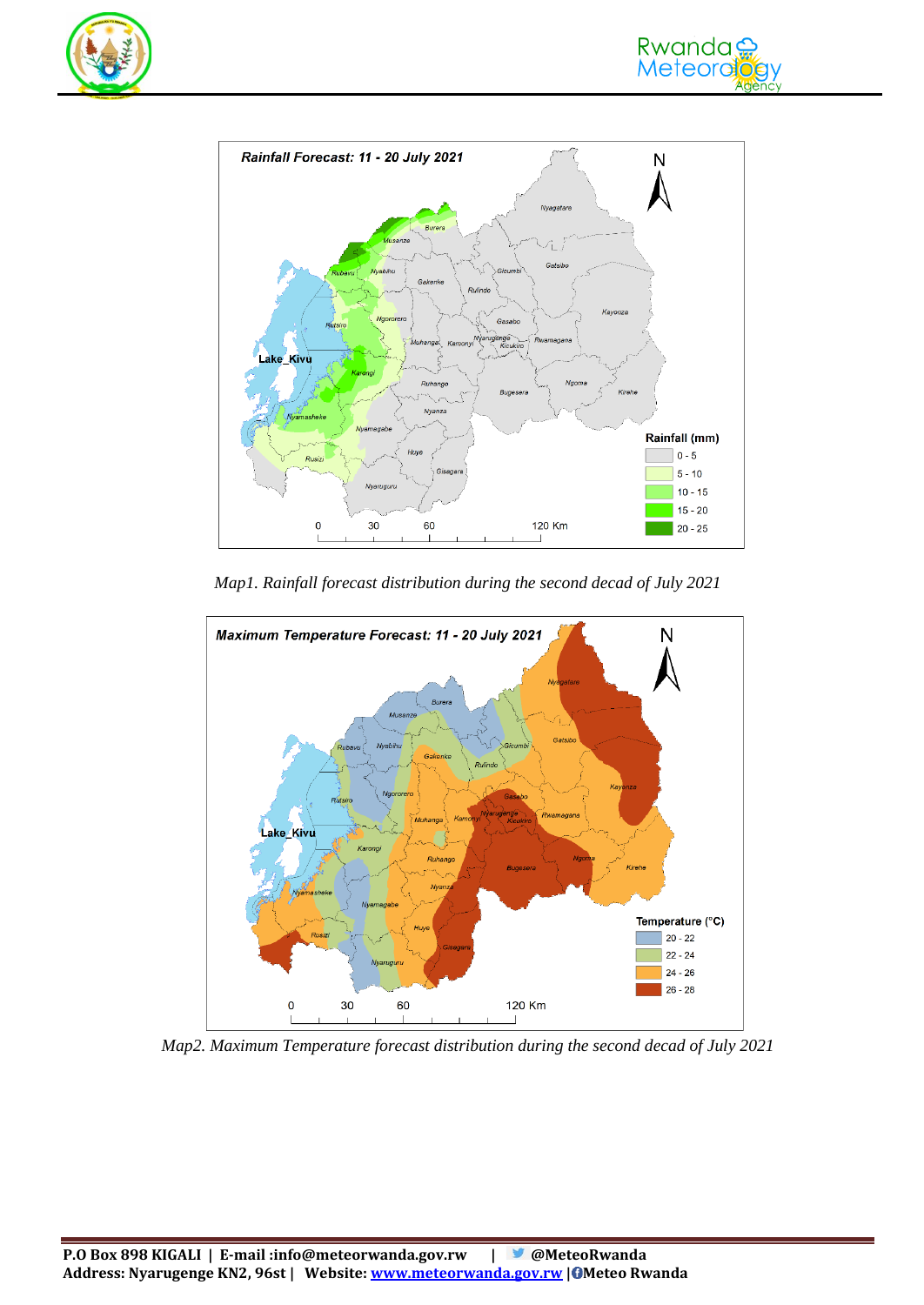Rainfall Forecast: 11 - 20 July 2021

N

Lake_Kivu

Nyagatare
Burera
Musanze
Gatsibo
Rubavu
Nyabihu
Gicumbi
Gakenke
Rulindo
Kayonza
Gasabo
Rutsiro
Ngororero
Nyarugenge
Muhanga
Kamonyi
Kicukiro
Rwamagana
Karongi
Ruhango
Ngoma
Bugesera
Kirehe
Nyanza
Nyamasheke
Nyamagabe
Huye
Rusizi
Gisagara
Nyaruguru

Rainfall (mm)
0 - 5
5 - 10
10 - 15
15 - 20
20 - 25

0 30 60 120 Km

*Map1. Rainfall forecast distribution during the second decad of July 2021*

Maximum Temperature Forecast: 11 - 20 July 2021

N

Lake_Kivu

Nyagatare
Burera
Musanze
Gatsibo
Rubavu
Nyabihu
Gicumbi
Gakenke
Rulindo
Kayonza
Gasabo
Rutsiro
Ngororero
Nyarugenge
Muhanga
Kamonyi
Kicukiro
Rwamagana
Karongi
Ruhango
Ngoma
Bugesera
Kirehe
Nyanza
Nyamasheke
Nyamagabe
Huye
Rusizi
Gisagara
Nyaruguru

Temperature (°C)
20 - 22
22 - 24
24 - 26
26 - 28

0 30 60 120 Km

*Map2. Maximum Temperature forecast distribution during the second decad of July 2021*

**P.O Box 898 KIGALI | E-mail :info@meteorwanda.gov.rw | @MeteoRwanda**
**Address: Nyarugenge KN2, 96st | Website: www.meteorwanda.gov.rw | Meteo Rwanda**